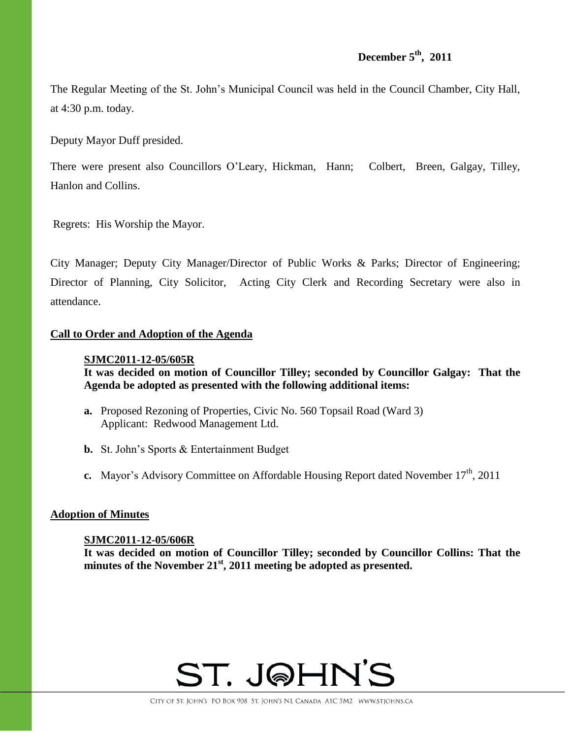**December 5th, 2011**

The Regular Meeting of the St. John's Municipal Council was held in the Council Chamber, City Hall, at 4:30 p.m. today.

Deputy Mayor Duff presided.

There were present also Councillors O'Leary, Hickman, Hann; Colbert, Breen, Galgay, Tilley, Hanlon and Collins.

Regrets: His Worship the Mayor.

City Manager; Deputy City Manager/Director of Public Works & Parks; Director of Engineering; Director of Planning, City Solicitor, Acting City Clerk and Recording Secretary were also in attendance.

**Call to Order and Adoption of the Agenda**

**SJMC2011-12-05/605R**

**It was decided on motion of Councillor Tilley; seconded by Councillor Galgay: That the Agenda be adopted as presented with the following additional items:**

**a.** Proposed Rezoning of Properties, Civic No. 560 Topsail Road (Ward 3)
Applicant: Redwood Management Ltd.

**b.** St. John's Sports & Entertainment Budget

**c.** Mayor's Advisory Committee on Affordable Housing Report dated November 17th, 2011

**Adoption of Minutes**

**SJMC2011-12-05/606R**

**It was decided on motion of Councillor Tilley; seconded by Councillor Collins: That the minutes of the November 21st, 2011 meeting be adopted as presented.**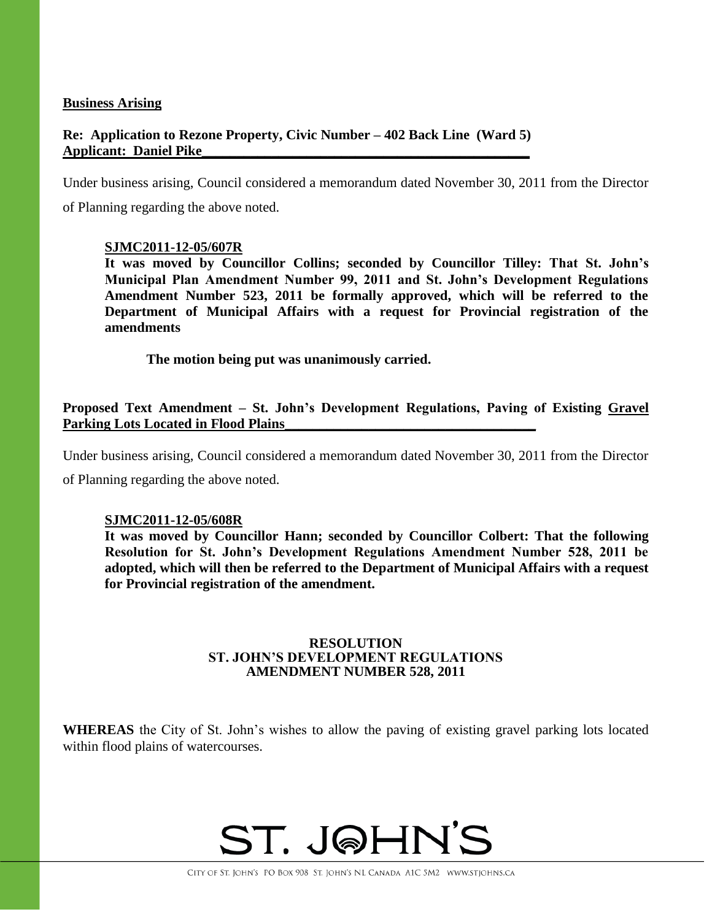**Business Arising**

**Re: Application to Rezone Property, Civic Number – 402 Back Line (Ward 5)**
**Applicant: Daniel Pike**

Under business arising, Council considered a memorandum dated November 30, 2011 from the Director of Planning regarding the above noted.

**SJMC2011-12-05/607R**
**It was moved by Councillor Collins; seconded by Councillor Tilley: That St. John's Municipal Plan Amendment Number 99, 2011 and St. John's Development Regulations Amendment Number 523, 2011 be formally approved, which will be referred to the Department of Municipal Affairs with a request for Provincial registration of the amendments**

**The motion being put was unanimously carried.**

**Proposed Text Amendment – St. John's Development Regulations, Paving of Existing Gravel Parking Lots Located in Flood Plains**

Under business arising, Council considered a memorandum dated November 30, 2011 from the Director of Planning regarding the above noted.

**SJMC2011-12-05/608R**
**It was moved by Councillor Hann; seconded by Councillor Colbert: That the following Resolution for St. John's Development Regulations Amendment Number 528, 2011 be adopted, which will then be referred to the Department of Municipal Affairs with a request for Provincial registration of the amendment.**

**RESOLUTION**
**ST. JOHN'S DEVELOPMENT REGULATIONS**
**AMENDMENT NUMBER 528, 2011**

**WHEREAS** the City of St. John's wishes to allow the paving of existing gravel parking lots located within flood plains of watercourses.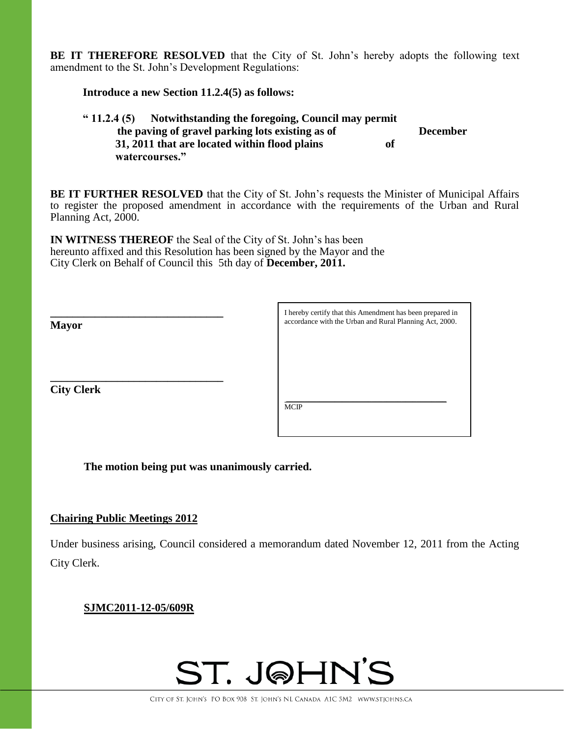**BE IT THEREFORE RESOLVED** that the City of St. John's hereby adopts the following text amendment to the St. John's Development Regulations:

**Introduce a new Section 11.2.4(5) as follows:**

**" 11.2.4 (5) Notwithstanding the foregoing, Council may permit the paving of gravel parking lots existing as of December 31, 2011 that are located within flood plains of watercourses."**

**BE IT FURTHER RESOLVED** that the City of St. John's requests the Minister of Municipal Affairs to register the proposed amendment in accordance with the requirements of the Urban and Rural Planning Act, 2000.

**IN WITNESS THEREOF** the Seal of the City of St. John's has been hereunto affixed and this Resolution has been signed by the Mayor and the City Clerk on Behalf of Council this 5th day of **December, 2011.**

\_\_\_\_\_\_\_\_\_\_\_\_\_\_\_\_\_\_\_\_\_\_\_\_\_\_\_\_\_\_\_\_
**Mayor**

\_\_\_\_\_\_\_\_\_\_\_\_\_\_\_\_\_\_\_\_\_\_\_\_\_\_\_\_\_\_\_\_
**City Clerk**

I hereby certify that this Amendment has been prepared in accordance with the Urban and Rural Planning Act, 2000.

\_\_\_\_\_\_\_\_\_\_\_\_\_\_\_\_\_\_\_\_\_\_\_\_\_\_\_\_\_\_\_\_
MCIP

**The motion being put was unanimously carried.**

**Chairing Public Meetings 2012**

Under business arising, Council considered a memorandum dated November 12, 2011 from the Acting City Clerk.

**SJMC2011-12-05/609R**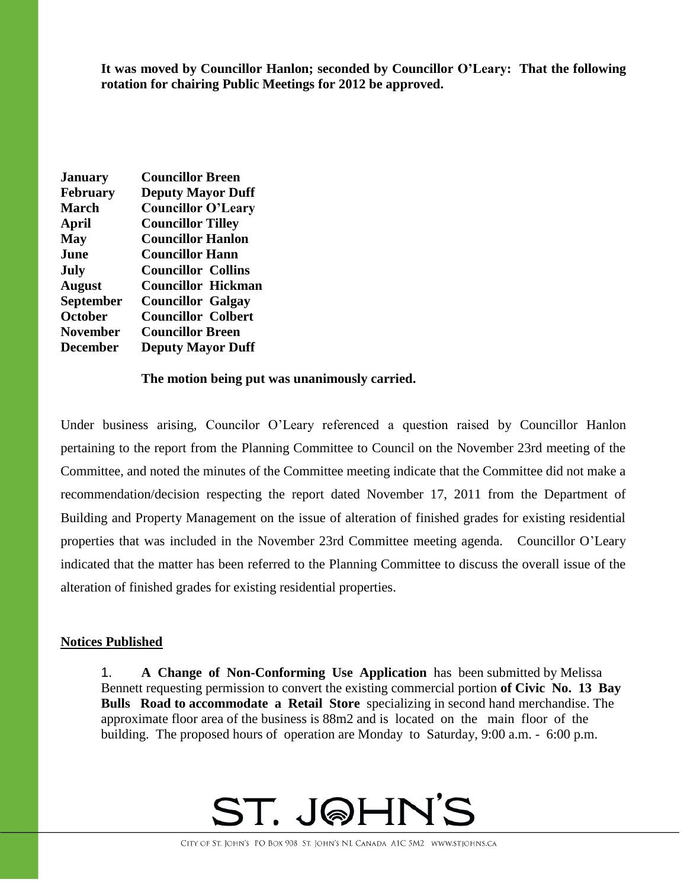**It was moved by Councillor Hanlon; seconded by Councillor O'Leary: That the following rotation for chairing Public Meetings for 2012 be approved.**

| | |
|---|---|
| **January** | **Councillor Breen** |
| **February** | **Deputy Mayor Duff** |
| **March** | **Councillor O'Leary** |
| **April** | **Councillor Tilley** |
| **May** | **Councillor Hanlon** |
| **June** | **Councillor Hann** |
| **July** | **Councillor Collins** |
| **August** | **Councillor Hickman** |
| **September** | **Councillor Galgay** |
| **October** | **Councillor Colbert** |
| **November** | **Councillor Breen** |
| **December** | **Deputy Mayor Duff** |

**The motion being put was unanimously carried.**

Under business arising, Councilor O'Leary referenced a question raised by Councillor Hanlon pertaining to the report from the Planning Committee to Council on the November 23rd meeting of the Committee, and noted the minutes of the Committee meeting indicate that the Committee did not make a recommendation/decision respecting the report dated November 17, 2011 from the Department of Building and Property Management on the issue of alteration of finished grades for existing residential properties that was included in the November 23rd Committee meeting agenda. Councillor O'Leary indicated that the matter has been referred to the Planning Committee to discuss the overall issue of the alteration of finished grades for existing residential properties.

**Notices Published**

1. **A Change of Non-Conforming Use Application** has been submitted by Melissa Bennett requesting permission to convert the existing commercial portion **of Civic No. 13 Bay Bulls Road to accommodate a Retail Store** specializing in second hand merchandise. The approximate floor area of the business is 88m2 and is located on the main floor of the building. The proposed hours of operation are Monday to Saturday, 9:00 a.m. - 6:00 p.m.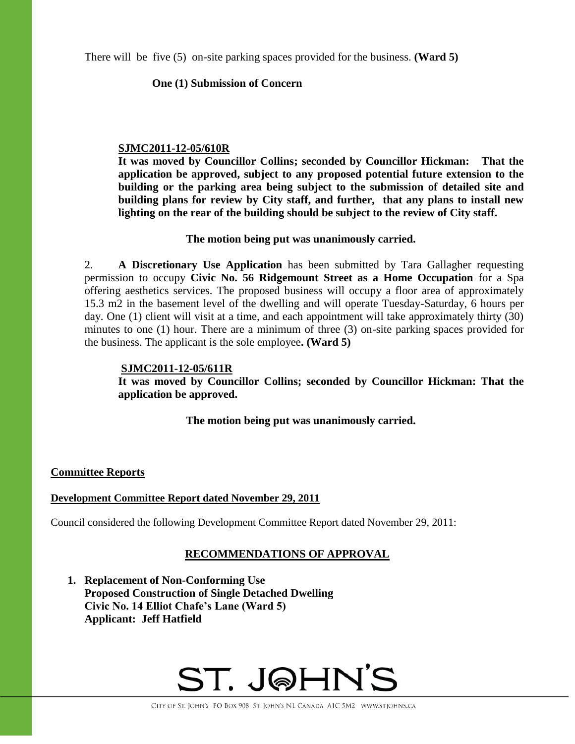There will be five (5) on-site parking spaces provided for the business. **(Ward 5)**

**One (1) Submission of Concern**

**SJMC2011-12-05/610R**
**It was moved by Councillor Collins; seconded by Councillor Hickman: That the application be approved, subject to any proposed potential future extension to the building or the parking area being subject to the submission of detailed site and building plans for review by City staff, and further, that any plans to install new lighting on the rear of the building should be subject to the review of City staff.**

**The motion being put was unanimously carried.**

2. **A Discretionary Use Application** has been submitted by Tara Gallagher requesting permission to occupy **Civic No. 56 Ridgemount Street as a Home Occupation** for a Spa offering aesthetics services. The proposed business will occupy a floor area of approximately 15.3 m2 in the basement level of the dwelling and will operate Tuesday-Saturday, 6 hours per day. One (1) client will visit at a time, and each appointment will take approximately thirty (30) minutes to one (1) hour. There are a minimum of three (3) on-site parking spaces provided for the business. The applicant is the sole employee**. (Ward 5)**

**SJMC2011-12-05/611R**
**It was moved by Councillor Collins; seconded by Councillor Hickman: That the application be approved.**

**The motion being put was unanimously carried.**

**Committee Reports**

**Development Committee Report dated November 29, 2011**

Council considered the following Development Committee Report dated November 29, 2011:

**RECOMMENDATIONS OF APPROVAL**

1. **Replacement of Non-Conforming Use**
   **Proposed Construction of Single Detached Dwelling**
   **Civic No. 14 Elliot Chafe's Lane (Ward 5)**
   **Applicant: Jeff Hatfield**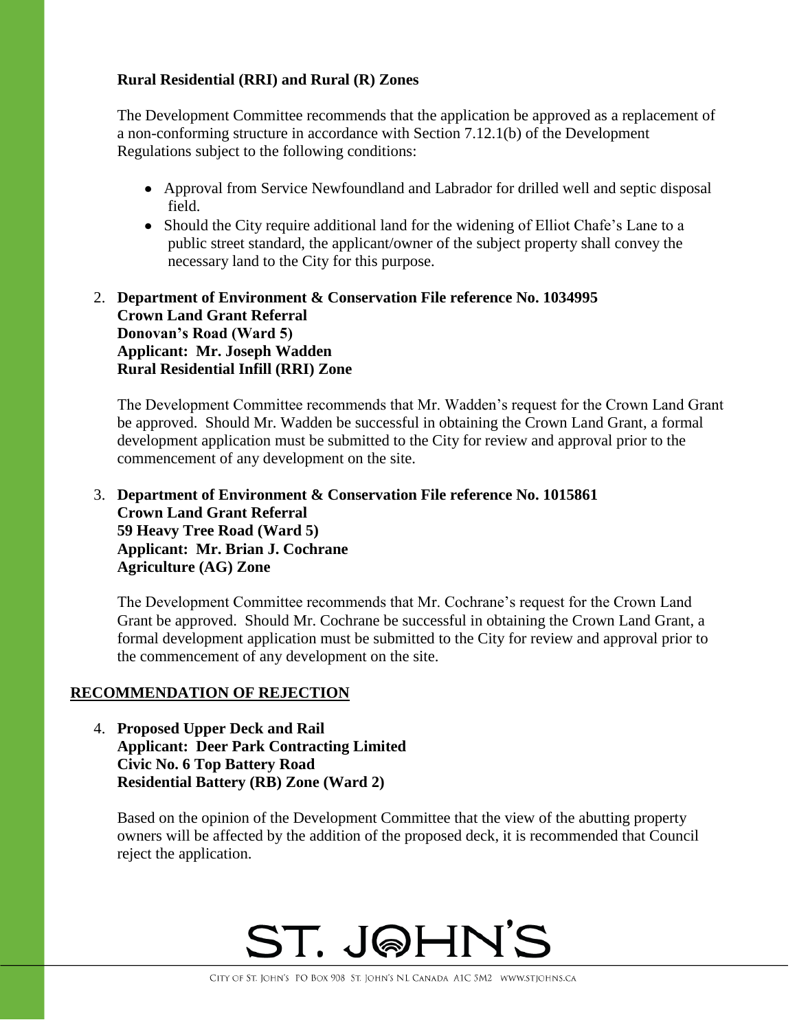**Rural Residential (RRI) and Rural (R) Zones**

The Development Committee recommends that the application be approved as a replacement of a non-conforming structure in accordance with Section 7.12.1(b) of the Development Regulations subject to the following conditions:

- Approval from Service Newfoundland and Labrador for drilled well and septic disposal field.
- Should the City require additional land for the widening of Elliot Chafe's Lane to a public street standard, the applicant/owner of the subject property shall convey the necessary land to the City for this purpose.

2. **Department of Environment & Conservation File reference No. 1034995**
   **Crown Land Grant Referral**
   **Donovan's Road (Ward 5)**
   **Applicant: Mr. Joseph Wadden**
   **Rural Residential Infill (RRI) Zone**

   The Development Committee recommends that Mr. Wadden's request for the Crown Land Grant be approved. Should Mr. Wadden be successful in obtaining the Crown Land Grant, a formal development application must be submitted to the City for review and approval prior to the commencement of any development on the site.

3. **Department of Environment & Conservation File reference No. 1015861**
   **Crown Land Grant Referral**
   **59 Heavy Tree Road (Ward 5)**
   **Applicant: Mr. Brian J. Cochrane**
   **Agriculture (AG) Zone**

   The Development Committee recommends that Mr. Cochrane's request for the Crown Land Grant be approved. Should Mr. Cochrane be successful in obtaining the Crown Land Grant, a formal development application must be submitted to the City for review and approval prior to the commencement of any development on the site.

## RECOMMENDATION OF REJECTION

4. **Proposed Upper Deck and Rail**
   **Applicant: Deer Park Contracting Limited**
   **Civic No. 6 Top Battery Road**
   **Residential Battery (RB) Zone (Ward 2)**

   Based on the opinion of the Development Committee that the view of the abutting property owners will be affected by the addition of the proposed deck, it is recommended that Council reject the application.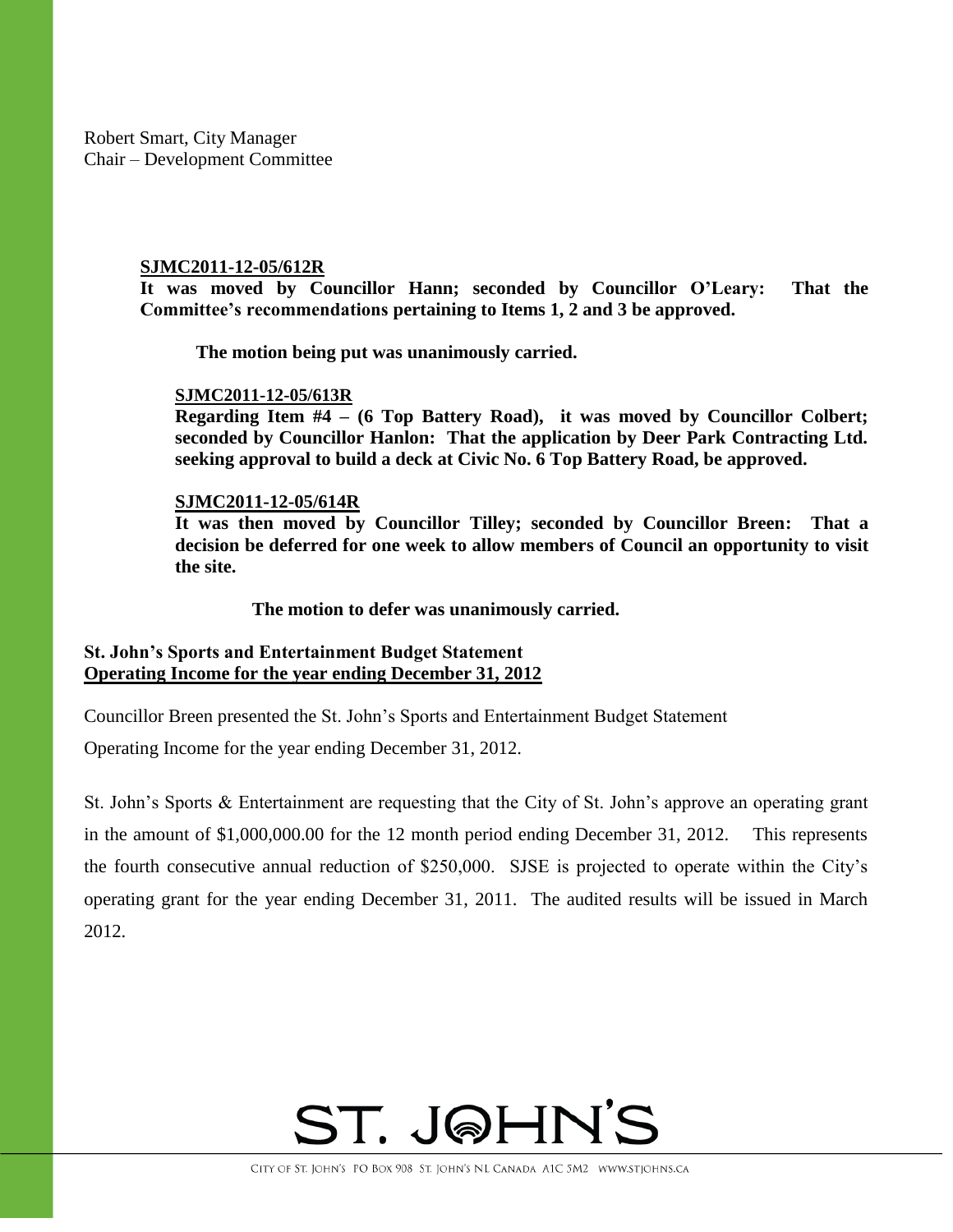Robert Smart, City Manager
Chair – Development Committee

**SJMC2011-12-05/612R**
**It was moved by Councillor Hann; seconded by Councillor O'Leary: That the Committee's recommendations pertaining to Items 1, 2 and 3 be approved.**

**The motion being put was unanimously carried.**

**SJMC2011-12-05/613R**
**Regarding Item #4 – (6 Top Battery Road), it was moved by Councillor Colbert; seconded by Councillor Hanlon: That the application by Deer Park Contracting Ltd. seeking approval to build a deck at Civic No. 6 Top Battery Road, be approved.**

**SJMC2011-12-05/614R**
**It was then moved by Councillor Tilley; seconded by Councillor Breen: That a decision be deferred for one week to allow members of Council an opportunity to visit the site.**

**The motion to defer was unanimously carried.**

**St. John's Sports and Entertainment Budget Statement**
**Operating Income for the year ending December 31, 2012**

Councillor Breen presented the St. John's Sports and Entertainment Budget Statement Operating Income for the year ending December 31, 2012.

St. John's Sports & Entertainment are requesting that the City of St. John's approve an operating grant in the amount of $1,000,000.00 for the 12 month period ending December 31, 2012. This represents the fourth consecutive annual reduction of $250,000. SJSE is projected to operate within the City's operating grant for the year ending December 31, 2011. The audited results will be issued in March 2012.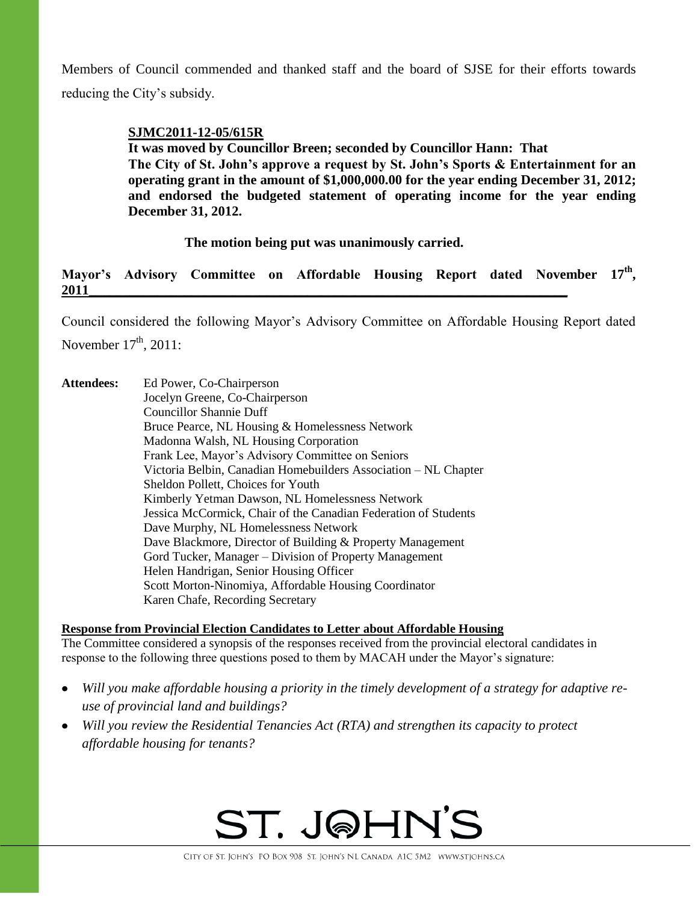Members of Council commended and thanked staff and the board of SJSE for their efforts towards reducing the City's subsidy.

**SJMC2011-12-05/615R**

**It was moved by Councillor Breen; seconded by Councillor Hann: That The City of St. John's approve a request by St. John's Sports & Entertainment for an operating grant in the amount of $1,000,000.00 for the year ending December 31, 2012; and endorsed the budgeted statement of operating income for the year ending December 31, 2012.**

**The motion being put was unanimously carried.**

**Mayor's Advisory Committee on Affordable Housing Report dated November 17th, 2011**

Council considered the following Mayor's Advisory Committee on Affordable Housing Report dated November 17th, 2011:

**Attendees:**
Ed Power, Co-Chairperson
Jocelyn Greene, Co-Chairperson
Councillor Shannie Duff
Bruce Pearce, NL Housing & Homelessness Network
Madonna Walsh, NL Housing Corporation
Frank Lee, Mayor's Advisory Committee on Seniors
Victoria Belbin, Canadian Homebuilders Association – NL Chapter
Sheldon Pollett, Choices for Youth
Kimberly Yetman Dawson, NL Homelessness Network
Jessica McCormick, Chair of the Canadian Federation of Students
Dave Murphy, NL Homelessness Network
Dave Blackmore, Director of Building & Property Management
Gord Tucker, Manager – Division of Property Management
Helen Handrigan, Senior Housing Officer
Scott Morton-Ninomiya, Affordable Housing Coordinator
Karen Chafe, Recording Secretary

**Response from Provincial Election Candidates to Letter about Affordable Housing**

The Committee considered a synopsis of the responses received from the provincial electoral candidates in response to the following three questions posed to them by MACAH under the Mayor's signature:

- *Will you make affordable housing a priority in the timely development of a strategy for adaptive re-use of provincial land and buildings?*
- *Will you review the Residential Tenancies Act (RTA) and strengthen its capacity to protect affordable housing for tenants?*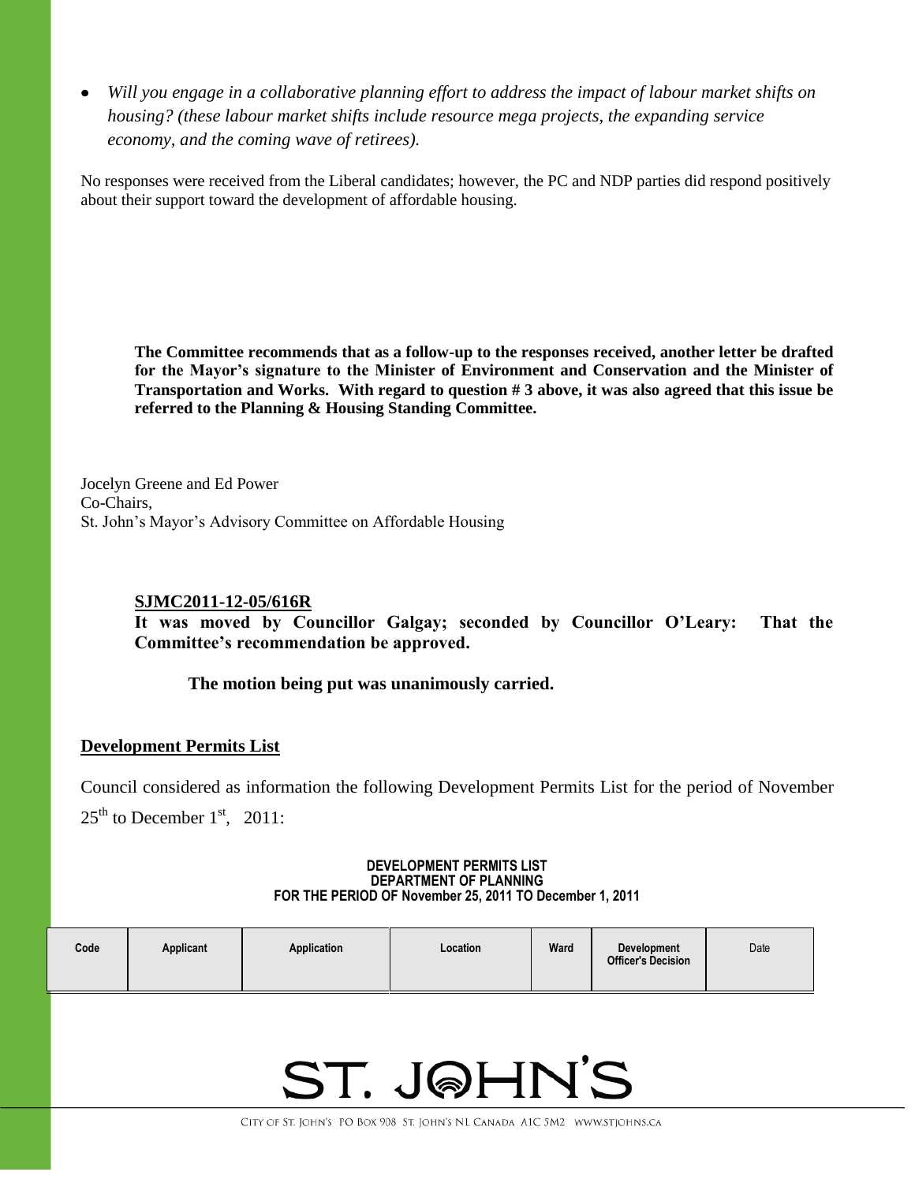- *Will you engage in a collaborative planning effort to address the impact of labour market shifts on housing? (these labour market shifts include resource mega projects, the expanding service economy, and the coming wave of retirees).*

No responses were received from the Liberal candidates; however, the PC and NDP parties did respond positively about their support toward the development of affordable housing.

**The Committee recommends that as a follow-up to the responses received, another letter be drafted for the Mayor's signature to the Minister of Environment and Conservation and the Minister of Transportation and Works. With regard to question # 3 above, it was also agreed that this issue be referred to the Planning & Housing Standing Committee.**

Jocelyn Greene and Ed Power
Co-Chairs,
St. John's Mayor's Advisory Committee on Affordable Housing

**SJMC2011-12-05/616R**
**It was moved by Councillor Galgay; seconded by Councillor O'Leary: That the Committee's recommendation be approved.**

**The motion being put was unanimously carried.**

## Development Permits List

Council considered as information the following Development Permits List for the period of November 25th to December 1st, 2011:

**DEVELOPMENT PERMITS LIST**
**DEPARTMENT OF PLANNING**
**FOR THE PERIOD OF November 25, 2011 TO December 1, 2011**

| Code | Applicant | Application | Location | Ward | Development Officer's Decision | Date |
|---|---|---|---|---|---|---|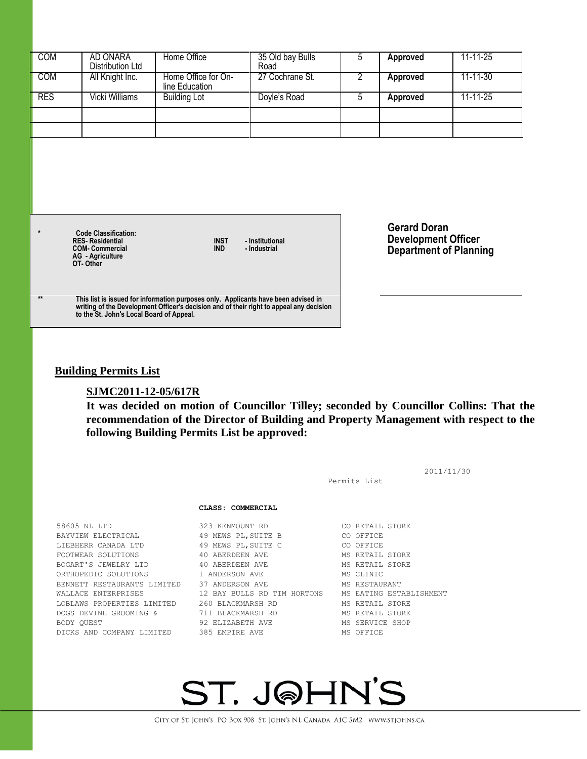| COM | AD ONARA Distribution Ltd | Home Office | 35 Old bay Bulls Road | 5 | **Approved** | 11-11-25 |
|---|---|---|---|---|---|---|
| COM | All Knight Inc. | Home Office for On-line Education | 27 Cochrane St. | 2 | **Approved** | 11-11-30 |
| RES | Vicki Williams | Building Lot | Doyle's Road | 5 | **Approved** | 11-11-25 |
| | | | | | | |
| | | | | | | |

\* **Code Classification:**
**RES- Residential**
**COM- Commercial**
**AG - Agriculture**
**OT- Other**
**INST - Institutional**
**IND - Industrial**

\*\* **This list is issued for information purposes only. Applicants have been advised in writing of the Development Officer's decision and of their right to appeal any decision to the St. John's Local Board of Appeal.**

**Gerard Doran**
**Development Officer**
**Department of Planning**

## Building Permits List

**SJMC2011-12-05/617R**

**It was decided on motion of Councillor Tilley; seconded by Councillor Collins: That the recommendation of the Director of Building and Property Management with respect to the following Building Permits List be approved:**

2011/11/30

Permits List

**CLASS: COMMERCIAL**

| | | |
|---|---|---|
| 58605 NL LTD | 323 KENMOUNT RD | CO RETAIL STORE |
| BAYVIEW ELECTRICAL | 49 MEWS PL,SUITE B | CO OFFICE |
| LIEBHERR CANADA LTD | 49 MEWS PL,SUITE C | CO OFFICE |
| FOOTWEAR SOLUTIONS | 40 ABERDEEN AVE | MS RETAIL STORE |
| BOGART'S JEWELRY LTD | 40 ABERDEEN AVE | MS RETAIL STORE |
| ORTHOPEDIC SOLUTIONS | 1 ANDERSON AVE | MS CLINIC |
| BENNETT RESTAURANTS LIMITED | 37 ANDERSON AVE | MS RESTAURANT |
| WALLACE ENTERPRISES | 12 BAY BULLS RD TIM HORTONS | MS EATING ESTABLISHMENT |
| LOBLAWS PROPERTIES LIMITED | 260 BLACKMARSH RD | MS RETAIL STORE |
| DOGS DEVINE GROOMING & | 711 BLACKMARSH RD | MS RETAIL STORE |
| BODY QUEST | 92 ELIZABETH AVE | MS SERVICE SHOP |
| DICKS AND COMPANY LIMITED | 385 EMPIRE AVE | MS OFFICE |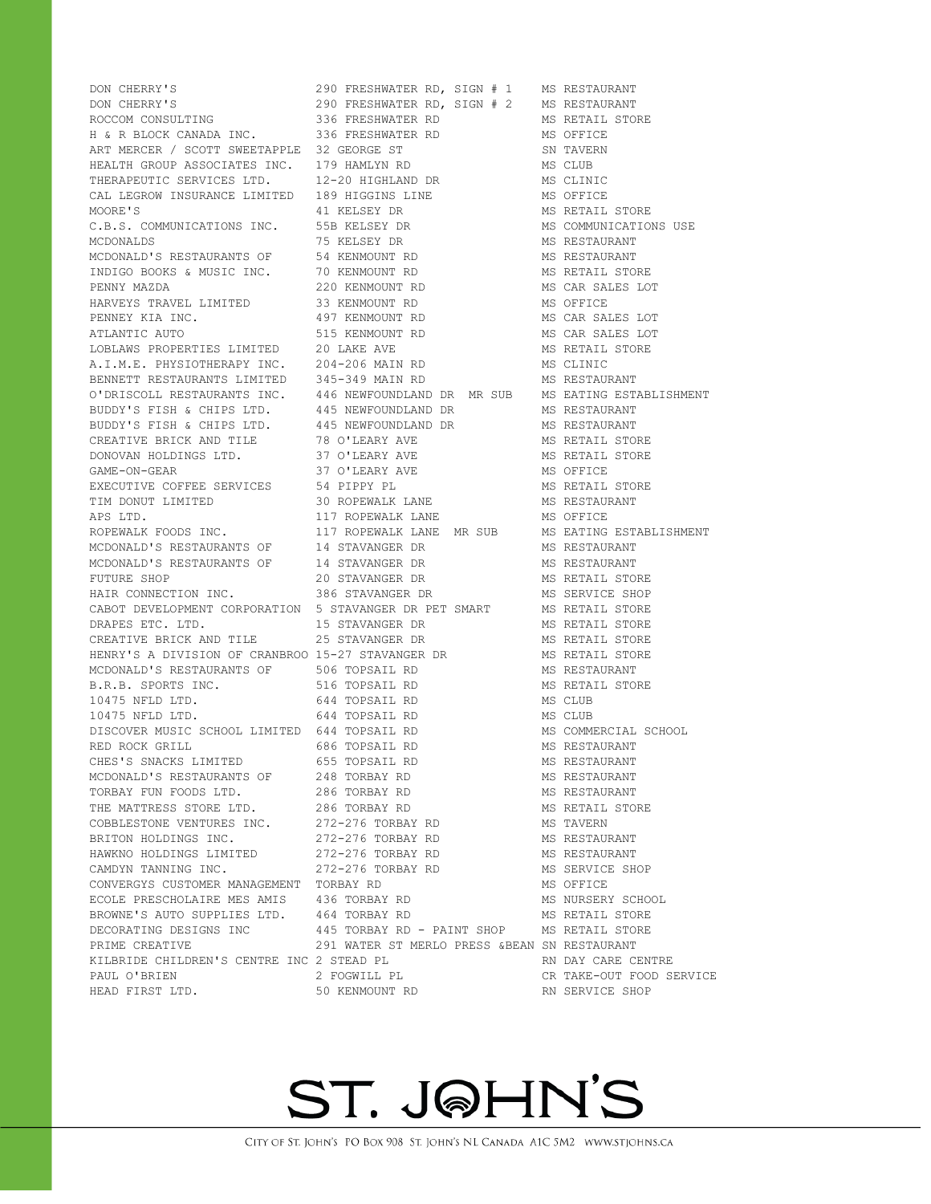| | | |
|---|---|---|
| DON CHERRY'S | 290 FRESHWATER RD, SIGN # 1 | MS RESTAURANT |
| DON CHERRY'S | 290 FRESHWATER RD, SIGN # 2 | MS RESTAURANT |
| ROCCOM CONSULTING | 336 FRESHWATER RD | MS RETAIL STORE |
| H & R BLOCK CANADA INC. | 336 FRESHWATER RD | MS OFFICE |
| ART MERCER / SCOTT SWEETAPPLE | 32 GEORGE ST | SN TAVERN |
| HEALTH GROUP ASSOCIATES INC. | 179 HAMLYN RD | MS CLUB |
| THERAPEUTIC SERVICES LTD. | 12-20 HIGHLAND DR | MS CLINIC |
| CAL LEGROW INSURANCE LIMITED | 189 HIGGINS LINE | MS OFFICE |
| MOORE'S | 41 KELSEY DR | MS RETAIL STORE |
| C.B.S. COMMUNICATIONS INC. | 55B KELSEY DR | MS COMMUNICATIONS USE |
| MCDONALDS | 75 KELSEY DR | MS RESTAURANT |
| MCDONALD'S RESTAURANTS OF | 54 KENMOUNT RD | MS RESTAURANT |
| INDIGO BOOKS & MUSIC INC. | 70 KENMOUNT RD | MS RETAIL STORE |
| PENNY MAZDA | 220 KENMOUNT RD | MS CAR SALES LOT |
| HARVEYS TRAVEL LIMITED | 33 KENMOUNT RD | MS OFFICE |
| PENNEY KIA INC. | 497 KENMOUNT RD | MS CAR SALES LOT |
| ATLANTIC AUTO | 515 KENMOUNT RD | MS CAR SALES LOT |
| LOBLAWS PROPERTIES LIMITED | 20 LAKE AVE | MS RETAIL STORE |
| A.I.M.E. PHYSIOTHERAPY INC. | 204-206 MAIN RD | MS CLINIC |
| BENNETT RESTAURANTS LIMITED | 345-349 MAIN RD | MS RESTAURANT |
| O'DRISCOLL RESTAURANTS INC. | 446 NEWFOUNDLAND DR MR SUB | MS EATING ESTABLISHMENT |
| BUDDY'S FISH & CHIPS LTD. | 445 NEWFOUNDLAND DR | MS RESTAURANT |
| BUDDY'S FISH & CHIPS LTD. | 445 NEWFOUNDLAND DR | MS RESTAURANT |
| CREATIVE BRICK AND TILE | 78 O'LEARY AVE | MS RETAIL STORE |
| DONOVAN HOLDINGS LTD. | 37 O'LEARY AVE | MS RETAIL STORE |
| GAME-ON-GEAR | 37 O'LEARY AVE | MS OFFICE |
| EXECUTIVE COFFEE SERVICES | 54 PIPPY PL | MS RETAIL STORE |
| TIM DONUT LIMITED | 30 ROPEWALK LANE | MS RESTAURANT |
| APS LTD. | 117 ROPEWALK LANE | MS OFFICE |
| ROPEWALK FOODS INC. | 117 ROPEWALK LANE MR SUB | MS EATING ESTABLISHMENT |
| MCDONALD'S RESTAURANTS OF | 14 STAVANGER DR | MS RESTAURANT |
| MCDONALD'S RESTAURANTS OF | 14 STAVANGER DR | MS RESTAURANT |
| FUTURE SHOP | 20 STAVANGER DR | MS RETAIL STORE |
| HAIR CONNECTION INC. | 386 STAVANGER DR | MS SERVICE SHOP |
| CABOT DEVELOPMENT CORPORATION | 5 STAVANGER DR PET SMART | MS RETAIL STORE |
| DRAPES ETC. LTD. | 15 STAVANGER DR | MS RETAIL STORE |
| CREATIVE BRICK AND TILE | 25 STAVANGER DR | MS RETAIL STORE |
| HENRY'S A DIVISION OF CRANBROO | 15-27 STAVANGER DR | MS RETAIL STORE |
| MCDONALD'S RESTAURANTS OF | 506 TOPSAIL RD | MS RESTAURANT |
| B.R.B. SPORTS INC. | 516 TOPSAIL RD | MS RETAIL STORE |
| 10475 NFLD LTD. | 644 TOPSAIL RD | MS CLUB |
| 10475 NFLD LTD. | 644 TOPSAIL RD | MS CLUB |
| DISCOVER MUSIC SCHOOL LIMITED | 644 TOPSAIL RD | MS COMMERCIAL SCHOOL |
| RED ROCK GRILL | 686 TOPSAIL RD | MS RESTAURANT |
| CHES'S SNACKS LIMITED | 655 TOPSAIL RD | MS RESTAURANT |
| MCDONALD'S RESTAURANTS OF | 248 TORBAY RD | MS RESTAURANT |
| TORBAY FUN FOODS LTD. | 286 TORBAY RD | MS RESTAURANT |
| THE MATTRESS STORE LTD. | 286 TORBAY RD | MS RETAIL STORE |
| COBBLESTONE VENTURES INC. | 272-276 TORBAY RD | MS TAVERN |
| BRITON HOLDINGS INC. | 272-276 TORBAY RD | MS RESTAURANT |
| HAWKNO HOLDINGS LIMITED | 272-276 TORBAY RD | MS RESTAURANT |
| CAMDYN TANNING INC. | 272-276 TORBAY RD | MS SERVICE SHOP |
| CONVERGYS CUSTOMER MANAGEMENT | TORBAY RD | MS OFFICE |
| ECOLE PRESCHOLAIRE MES AMIS | 436 TORBAY RD | MS NURSERY SCHOOL |
| BROWNE'S AUTO SUPPLIES LTD. | 464 TORBAY RD | MS RETAIL STORE |
| DECORATING DESIGNS INC | 445 TORBAY RD - PAINT SHOP | MS RETAIL STORE |
| PRIME CREATIVE | 291 WATER ST MERLO PRESS &BEAN | SN RESTAURANT |
| KILBRIDE CHILDREN'S CENTRE INC | 2 STEAD PL | RN DAY CARE CENTRE |
| PAUL O'BRIEN | 2 FOGWILL PL | CR TAKE-OUT FOOD SERVICE |
| HEAD FIRST LTD. | 50 KENMOUNT RD | RN SERVICE SHOP |

ST. JOHN'S

CITY OF ST. JOHN'S PO BOX 908 ST. JOHN'S NL CANADA A1C 5M2 WWW.STJOHNS.CA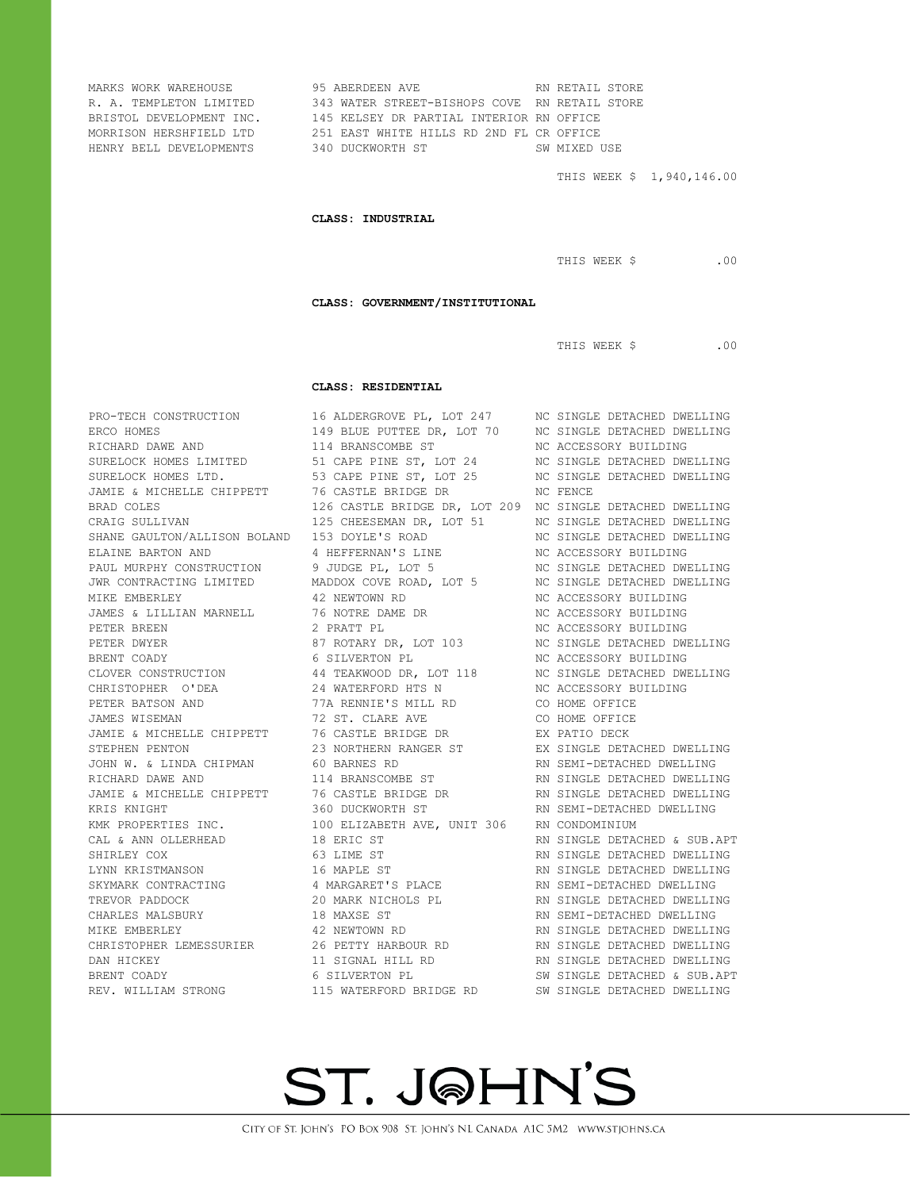| | | |
|---|---|---|
| MARKS WORK WAREHOUSE | 95 ABERDEEN AVE | RN RETAIL STORE |
| R. A. TEMPLETON LIMITED | 343 WATER STREET-BISHOPS COVE | RN RETAIL STORE |
| BRISTOL DEVELOPMENT INC. | 145 KELSEY DR PARTIAL INTERIOR | RN OFFICE |
| MORRISON HERSHFIELD LTD | 251 EAST WHITE HILLS RD 2ND FL | CR OFFICE |
| HENRY BELL DEVELOPMENTS | 340 DUCKWORTH ST | SW MIXED USE |

THIS WEEK $ 1,940,146.00

**CLASS: INDUSTRIAL**

THIS WEEK $ .00

**CLASS: GOVERNMENT/INSTITUTIONAL**

THIS WEEK $ .00

**CLASS: RESIDENTIAL**

| | | |
|---|---|---|
| PRO-TECH CONSTRUCTION | 16 ALDERGROVE PL, LOT 247 | NC SINGLE DETACHED DWELLING |
| ERCO HOMES | 149 BLUE PUTTEE DR, LOT 70 | NC SINGLE DETACHED DWELLING |
| RICHARD DAWE AND | 114 BRANSCOMBE ST | NC ACCESSORY BUILDING |
| SURELOCK HOMES LIMITED | 51 CAPE PINE ST, LOT 24 | NC SINGLE DETACHED DWELLING |
| SURELOCK HOMES LTD. | 53 CAPE PINE ST, LOT 25 | NC SINGLE DETACHED DWELLING |
| JAMIE & MICHELLE CHIPPETT | 76 CASTLE BRIDGE DR | NC FENCE |
| BRAD COLES | 126 CASTLE BRIDGE DR, LOT 209 | NC SINGLE DETACHED DWELLING |
| CRAIG SULLIVAN | 125 CHEESEMAN DR, LOT 51 | NC SINGLE DETACHED DWELLING |
| SHANE GAULTON/ALLISON BOLAND | 153 DOYLE'S ROAD | NC SINGLE DETACHED DWELLING |
| ELAINE BARTON AND | 4 HEFFERNAN'S LINE | NC ACCESSORY BUILDING |
| PAUL MURPHY CONSTRUCTION | 9 JUDGE PL, LOT 5 | NC SINGLE DETACHED DWELLING |
| JWR CONTRACTING LIMITED | MADDOX COVE ROAD, LOT 5 | NC SINGLE DETACHED DWELLING |
| MIKE EMBERLEY | 42 NEWTOWN RD | NC ACCESSORY BUILDING |
| JAMES & LILLIAN MARNELL | 76 NOTRE DAME DR | NC ACCESSORY BUILDING |
| PETER BREEN | 2 PRATT PL | NC ACCESSORY BUILDING |
| PETER DWYER | 87 ROTARY DR, LOT 103 | NC SINGLE DETACHED DWELLING |
| BRENT COADY | 6 SILVERTON PL | NC ACCESSORY BUILDING |
| CLOVER CONSTRUCTION | 44 TEAKWOOD DR, LOT 118 | NC SINGLE DETACHED DWELLING |
| CHRISTOPHER O'DEA | 24 WATERFORD HTS N | NC ACCESSORY BUILDING |
| PETER BATSON AND | 77A RENNIE'S MILL RD | CO HOME OFFICE |
| JAMES WISEMAN | 72 ST. CLARE AVE | CO HOME OFFICE |
| JAMIE & MICHELLE CHIPPETT | 76 CASTLE BRIDGE DR | EX PATIO DECK |
| STEPHEN PENTON | 23 NORTHERN RANGER ST | EX SINGLE DETACHED DWELLING |
| JOHN W. & LINDA CHIPMAN | 60 BARNES RD | RN SEMI-DETACHED DWELLING |
| RICHARD DAWE AND | 114 BRANSCOMBE ST | RN SINGLE DETACHED DWELLING |
| JAMIE & MICHELLE CHIPPETT | 76 CASTLE BRIDGE DR | RN SINGLE DETACHED DWELLING |
| KRIS KNIGHT | 360 DUCKWORTH ST | RN SEMI-DETACHED DWELLING |
| KMK PROPERTIES INC. | 100 ELIZABETH AVE, UNIT 306 | RN CONDOMINIUM |
| CAL & ANN OLLERHEAD | 18 ERIC ST | RN SINGLE DETACHED & SUB.APT |
| SHIRLEY COX | 63 LIME ST | RN SINGLE DETACHED DWELLING |
| LYNN KRISTMANSON | 16 MAPLE ST | RN SINGLE DETACHED DWELLING |
| SKYMARK CONTRACTING | 4 MARGARET'S PLACE | RN SEMI-DETACHED DWELLING |
| TREVOR PADDOCK | 20 MARK NICHOLS PL | RN SINGLE DETACHED DWELLING |
| CHARLES MALSBURY | 18 MAXSE ST | RN SEMI-DETACHED DWELLING |
| MIKE EMBERLEY | 42 NEWTOWN RD | RN SINGLE DETACHED DWELLING |
| CHRISTOPHER LEMESSURIER | 26 PETTY HARBOUR RD | RN SINGLE DETACHED DWELLING |
| DAN HICKEY | 11 SIGNAL HILL RD | RN SINGLE DETACHED DWELLING |
| BRENT COADY | 6 SILVERTON PL | SW SINGLE DETACHED & SUB.APT |
| REV. WILLIAM STRONG | 115 WATERFORD BRIDGE RD | SW SINGLE DETACHED DWELLING |

ST. JOHN'S

CITY OF ST. JOHN'S PO BOX 908 ST. JOHN'S NL CANADA A1C 5M2 WWW.STJOHNS.CA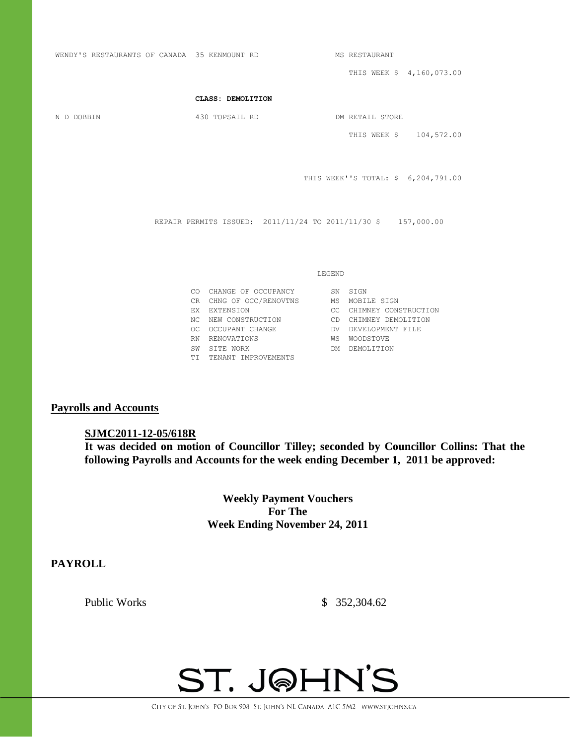| | | |
|---|---|---|
| WENDY'S RESTAURANTS OF CANADA | 35 KENMOUNT RD | MS RESTAURANT |
| | | THIS WEEK $ 4,160,073.00 |

**CLASS: DEMOLITION**

| | | |
|---|---|---|
| N D DOBBIN | 430 TOPSAIL RD | DM RETAIL STORE |
| | | THIS WEEK $ 104,572.00 |

THIS WEEK''S TOTAL: $ 6,204,791.00

REPAIR PERMITS ISSUED: 2011/11/24 TO 2011/11/30 $ 157,000.00

LEGEND

| | | | |
|---|---|---|---|
| CO | CHANGE OF OCCUPANCY | SN | SIGN |
| CR | CHNG OF OCC/RENOVTNS | MS | MOBILE SIGN |
| EX | EXTENSION | CC | CHIMNEY CONSTRUCTION |
| NC | NEW CONSTRUCTION | CD | CHIMNEY DEMOLITION |
| OC | OCCUPANT CHANGE | DV | DEVELOPMENT FILE |
| RN | RENOVATIONS | WS | WOODSTOVE |
| SW | SITE WORK | DM | DEMOLITION |
| TI | TENANT IMPROVEMENTS | | |

## Payrolls and Accounts

**SJMC2011-12-05/618R**
**It was decided on motion of Councillor Tilley; seconded by Councillor Collins: That the following Payrolls and Accounts for the week ending December 1, 2011 be approved:**

**Weekly Payment Vouchers**
**For The**
**Week Ending November 24, 2011**

**PAYROLL**

Public Works $ 352,304.62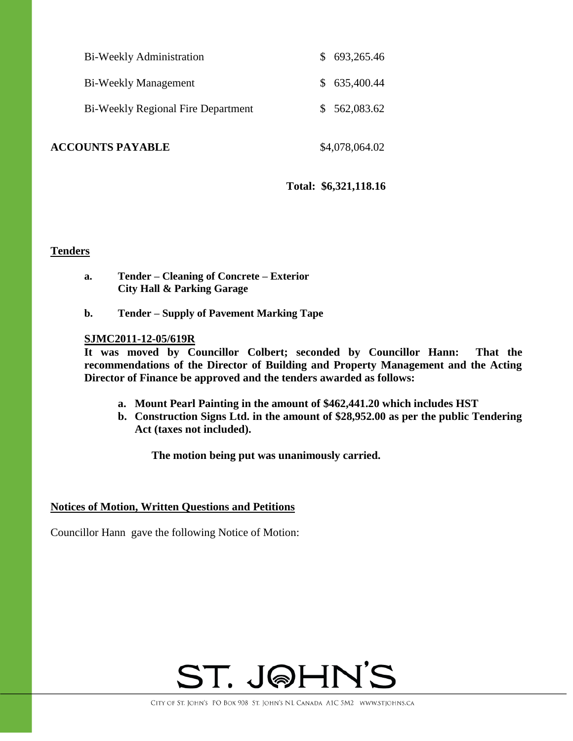| | |
|---|---|
| Bi-Weekly Administration | $ 693,265.46 |
| Bi-Weekly Management | $ 635,400.44 |
| Bi-Weekly Regional Fire Department | $ 562,083.62 |
| **ACCOUNTS PAYABLE** | $4,078,064.02 |
| | **Total: $6,321,118.16** |

## Tenders

**a. Tender – Cleaning of Concrete – Exterior City Hall & Parking Garage**

**b. Tender – Supply of Pavement Marking Tape**

**SJMC2011-12-05/619R**

**It was moved by Councillor Colbert; seconded by Councillor Hann: That the recommendations of the Director of Building and Property Management and the Acting Director of Finance be approved and the tenders awarded as follows:**

- **a. Mount Pearl Painting in the amount of $462,441.20 which includes HST**
- **b. Construction Signs Ltd. in the amount of $28,952.00 as per the public Tendering Act (taxes not included).**

**The motion being put was unanimously carried.**

## Notices of Motion, Written Questions and Petitions

Councillor Hann gave the following Notice of Motion: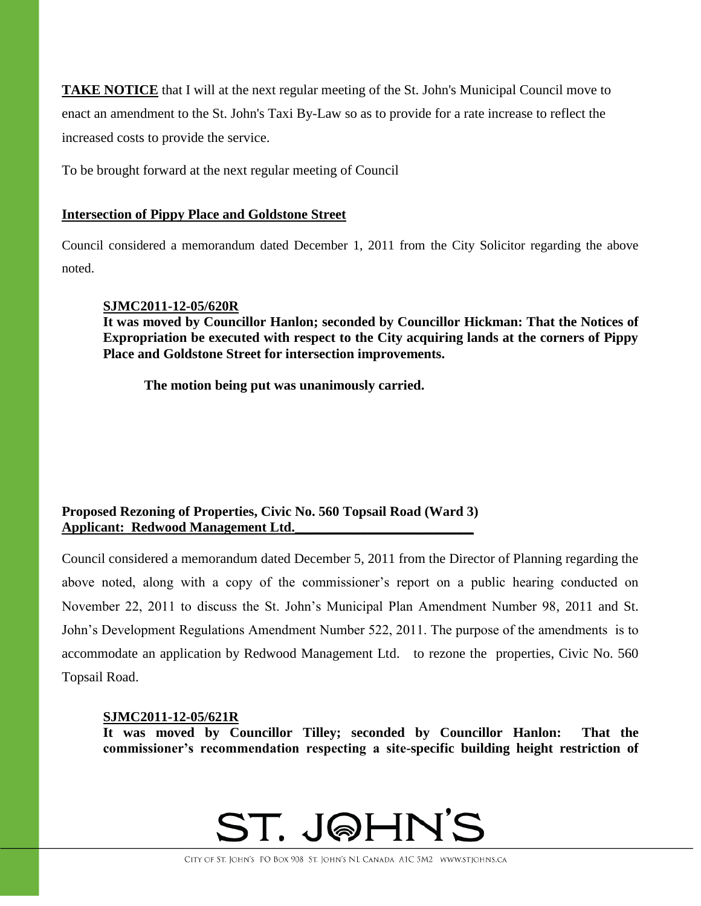**TAKE NOTICE** that I will at the next regular meeting of the St. John's Municipal Council move to enact an amendment to the St. John's Taxi By-Law so as to provide for a rate increase to reflect the increased costs to provide the service.

To be brought forward at the next regular meeting of Council

**Intersection of Pippy Place and Goldstone Street**

Council considered a memorandum dated December 1, 2011 from the City Solicitor regarding the above noted.

> **SJMC2011-12-05/620R**
> **It was moved by Councillor Hanlon; seconded by Councillor Hickman: That the Notices of Expropriation be executed with respect to the City acquiring lands at the corners of Pippy Place and Goldstone Street for intersection improvements.**
>
> **The motion being put was unanimously carried.**

**Proposed Rezoning of Properties, Civic No. 560 Topsail Road (Ward 3)**
**Applicant: Redwood Management Ltd.**

Council considered a memorandum dated December 5, 2011 from the Director of Planning regarding the above noted, along with a copy of the commissioner's report on a public hearing conducted on November 22, 2011 to discuss the St. John's Municipal Plan Amendment Number 98, 2011 and St. John's Development Regulations Amendment Number 522, 2011. The purpose of the amendments is to accommodate an application by Redwood Management Ltd. to rezone the properties, Civic No. 560 Topsail Road.

> **SJMC2011-12-05/621R**
> **It was moved by Councillor Tilley; seconded by Councillor Hanlon: That the commissioner's recommendation respecting a site-specific building height restriction of**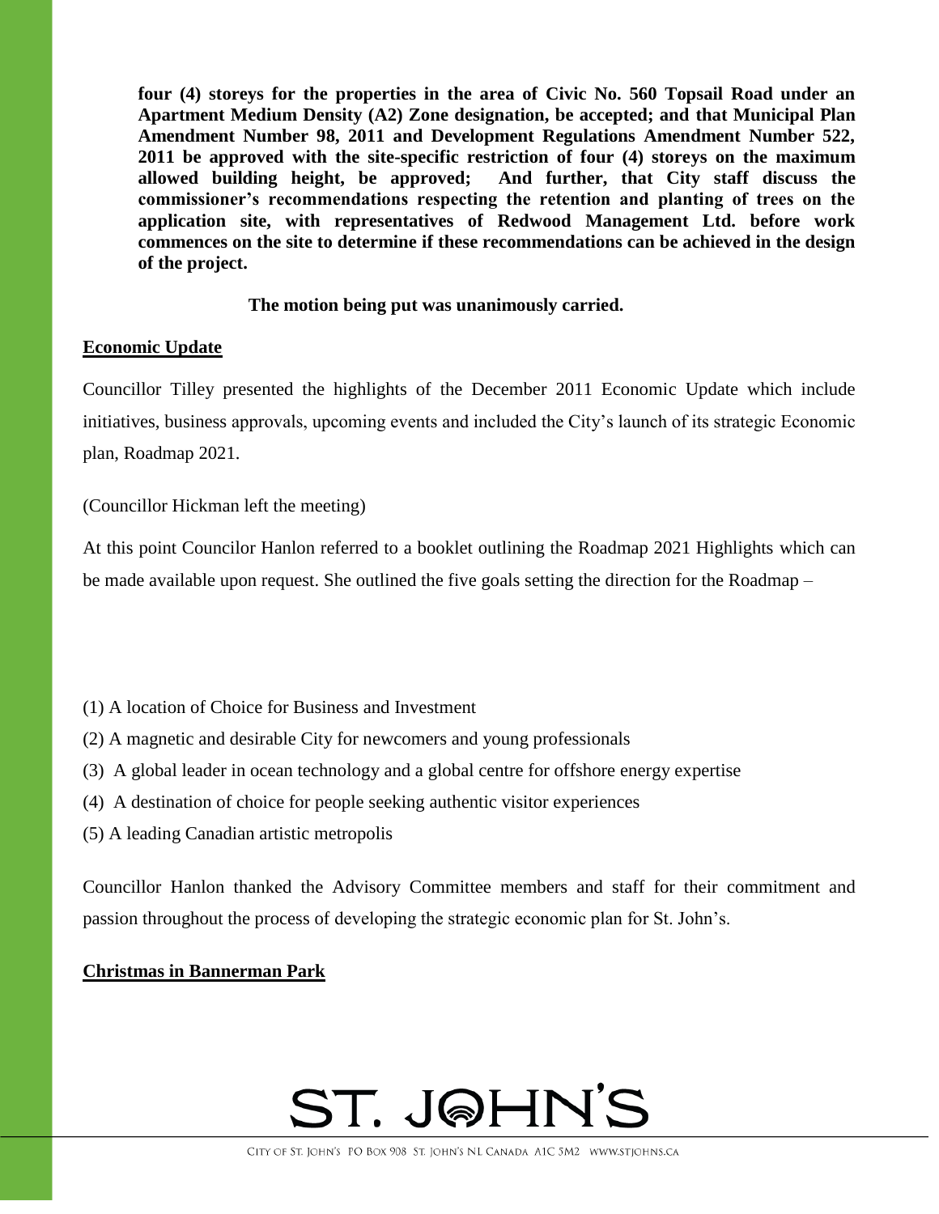**four (4) storeys for the properties in the area of Civic No. 560 Topsail Road under an Apartment Medium Density (A2) Zone designation, be accepted; and that Municipal Plan Amendment Number 98, 2011 and Development Regulations Amendment Number 522, 2011 be approved with the site-specific restriction of four (4) storeys on the maximum allowed building height, be approved; And further, that City staff discuss the commissioner's recommendations respecting the retention and planting of trees on the application site, with representatives of Redwood Management Ltd. before work commences on the site to determine if these recommendations can be achieved in the design of the project.**

**The motion being put was unanimously carried.**

**Economic Update**

Councillor Tilley presented the highlights of the December 2011 Economic Update which include initiatives, business approvals, upcoming events and included the City's launch of its strategic Economic plan, Roadmap 2021.

(Councillor Hickman left the meeting)

At this point Councilor Hanlon referred to a booklet outlining the Roadmap 2021 Highlights which can be made available upon request. She outlined the five goals setting the direction for the Roadmap –

(1) A location of Choice for Business and Investment

(2) A magnetic and desirable City for newcomers and young professionals

(3) A global leader in ocean technology and a global centre for offshore energy expertise

(4) A destination of choice for people seeking authentic visitor experiences

(5) A leading Canadian artistic metropolis

Councillor Hanlon thanked the Advisory Committee members and staff for their commitment and passion throughout the process of developing the strategic economic plan for St. John's.

**Christmas in Bannerman Park**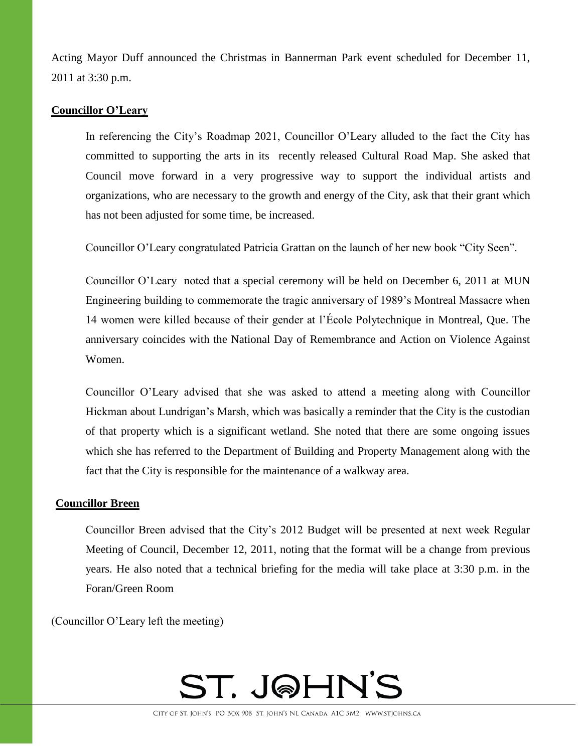Acting Mayor Duff announced the Christmas in Bannerman Park event scheduled for December 11, 2011 at 3:30 p.m.

**Councillor O'Leary**

In referencing the City's Roadmap 2021, Councillor O'Leary alluded to the fact the City has committed to supporting the arts in its recently released Cultural Road Map. She asked that Council move forward in a very progressive way to support the individual artists and organizations, who are necessary to the growth and energy of the City, ask that their grant which has not been adjusted for some time, be increased.

Councillor O'Leary congratulated Patricia Grattan on the launch of her new book "City Seen".

Councillor O'Leary noted that a special ceremony will be held on December 6, 2011 at MUN Engineering building to commemorate the tragic anniversary of 1989's Montreal Massacre when 14 women were killed because of their gender at l'École Polytechnique in Montreal, Que. The anniversary coincides with the National Day of Remembrance and Action on Violence Against Women.

Councillor O'Leary advised that she was asked to attend a meeting along with Councillor Hickman about Lundrigan's Marsh, which was basically a reminder that the City is the custodian of that property which is a significant wetland. She noted that there are some ongoing issues which she has referred to the Department of Building and Property Management along with the fact that the City is responsible for the maintenance of a walkway area.

**Councillor Breen**

Councillor Breen advised that the City's 2012 Budget will be presented at next week Regular Meeting of Council, December 12, 2011, noting that the format will be a change from previous years. He also noted that a technical briefing for the media will take place at 3:30 p.m. in the Foran/Green Room

(Councillor O'Leary left the meeting)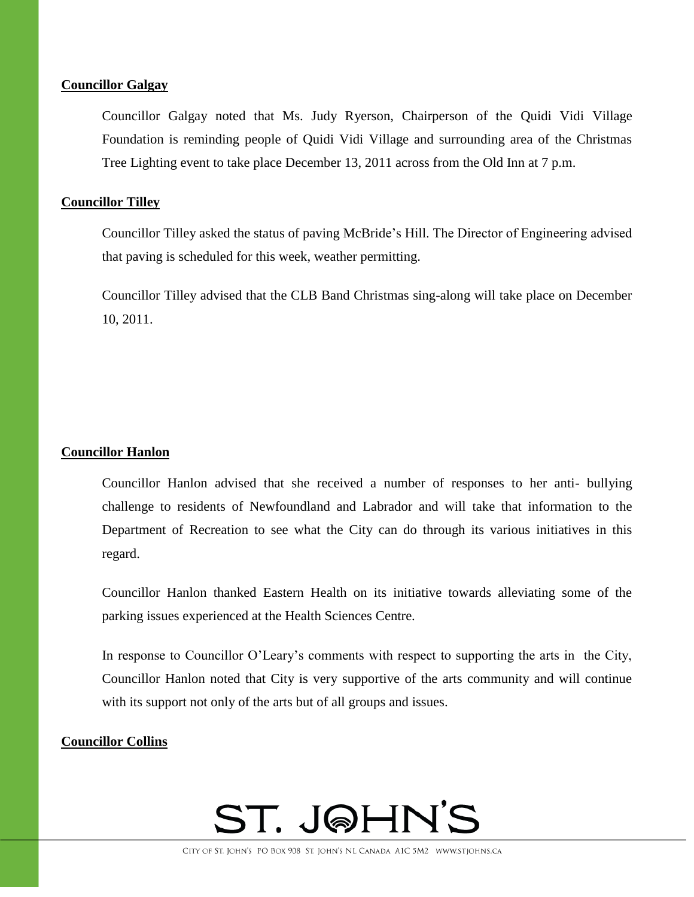**Councillor Galgay**

Councillor Galgay noted that Ms. Judy Ryerson, Chairperson of the Quidi Vidi Village Foundation is reminding people of Quidi Vidi Village and surrounding area of the Christmas Tree Lighting event to take place December 13, 2011 across from the Old Inn at 7 p.m.

**Councillor Tilley**

Councillor Tilley asked the status of paving McBride's Hill. The Director of Engineering advised that paving is scheduled for this week, weather permitting.

Councillor Tilley advised that the CLB Band Christmas sing-along will take place on December 10, 2011.

**Councillor Hanlon**

Councillor Hanlon advised that she received a number of responses to her anti- bullying challenge to residents of Newfoundland and Labrador and will take that information to the Department of Recreation to see what the City can do through its various initiatives in this regard.

Councillor Hanlon thanked Eastern Health on its initiative towards alleviating some of the parking issues experienced at the Health Sciences Centre.

In response to Councillor O'Leary's comments with respect to supporting the arts in the City, Councillor Hanlon noted that City is very supportive of the arts community and will continue with its support not only of the arts but of all groups and issues.

**Councillor Collins**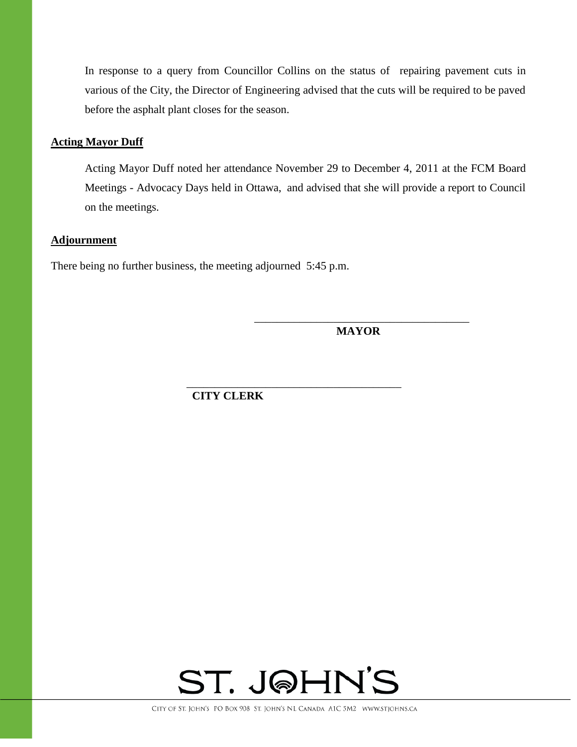In response to a query from Councillor Collins on the status of repairing pavement cuts in various of the City, the Director of Engineering advised that the cuts will be required to be paved before the asphalt plant closes for the season.

**Acting Mayor Duff**

Acting Mayor Duff noted her attendance November 29 to December 4, 2011 at the FCM Board Meetings - Advocacy Days held in Ottawa, and advised that she will provide a report to Council on the meetings.

**Adjournment**

There being no further business, the meeting adjourned 5:45 p.m.

\_\_\_\_\_\_\_\_\_\_\_\_\_\_\_\_\_\_\_\_\_\_\_\_\_\_\_\_\_\_\_\_\_\_\_\_\_\_\_\_

**MAYOR**

\_\_\_\_\_\_\_\_\_\_\_\_\_\_\_\_\_\_\_\_\_\_\_\_\_\_\_\_\_\_\_\_\_\_\_\_\_\_\_\_

**CITY CLERK**